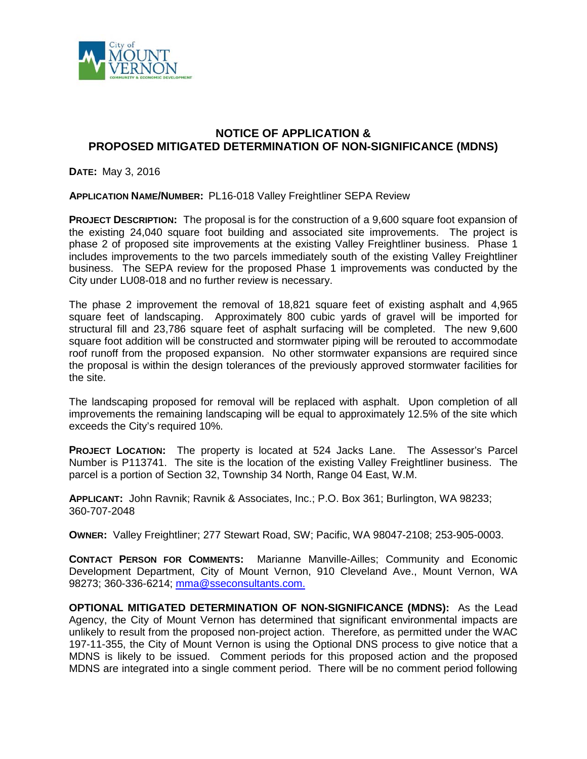# NOTICE OF APPLICATION & PROPOSED MITIGATED DETERMINATION OF NON-SIGNIFICANCE (MDNS)

**DATE:** May 3, 2016

**APPLICATION NAME/NUMBER:** PL16-018 Valley Freightliner SEPA Review

**PROJECT DESCRIPTION:** The proposal is for the construction of a 9,600 square foot expansion of the existing 24,040 square foot building and associated site improvements. The project is phase 2 of proposed site improvements at the existing Valley Freightliner business. Phase 1 includes improvements to the two parcels immediately south of the existing Valley Freightliner business. The SEPA review for the proposed Phase 1 improvements was conducted by the City under LU08-018 and no further review is necessary.

The phase 2 improvement the removal of 18,821 square feet of existing asphalt and 4,965 square feet of landscaping. Approximately 800 cubic yards of gravel will be imported for structural fill and 23,786 square feet of asphalt surfacing will be completed. The new 9,600 square foot addition will be constructed and stormwater piping will be rerouted to accommodate roof runoff from the proposed expansion. No other stormwater expansions are required since the proposal is within the design tolerances of the previously approved stormwater facilities for the site.

The landscaping proposed for removal will be replaced with asphalt. Upon completion of all improvements the remaining landscaping will be equal to approximately 12.5% of the site which exceeds the City's required 10%.

**PROJECT LOCATION:** The property is located at 524 Jacks Lane. The Assessor's Parcel Number is P113741. The site is the location of the existing Valley Freightliner business. The parcel is a portion of Section 32, Township 34 North, Range 04 East, W.M.

**APPLICANT:** John Ravnik; Ravnik & Associates, Inc.; P.O. Box 361; Burlington, WA 98233; 360-707-2048

**OWNER:** Valley Freightliner; 277 Stewart Road, SW; Pacific, WA 98047-2108; 253-905-0003.

**CONTACT PERSON FOR COMMENTS:** Marianne Manville-Ailles; Community and Economic Development Department, City of Mount Vernon, 910 Cleveland Ave., Mount Vernon, WA 98273; 360-336-6214; mma@sseconsultants.com.

**OPTIONAL MITIGATED DETERMINATION OF NON-SIGNIFICANCE (MDNS):** As the Lead Agency, the City of Mount Vernon has determined that significant environmental impacts are unlikely to result from the proposed non-project action. Therefore, as permitted under the WAC 197-11-355, the City of Mount Vernon is using the Optional DNS process to give notice that a MDNS is likely to be issued. Comment periods for this proposed action and the proposed MDNS are integrated into a single comment period. There will be no comment period following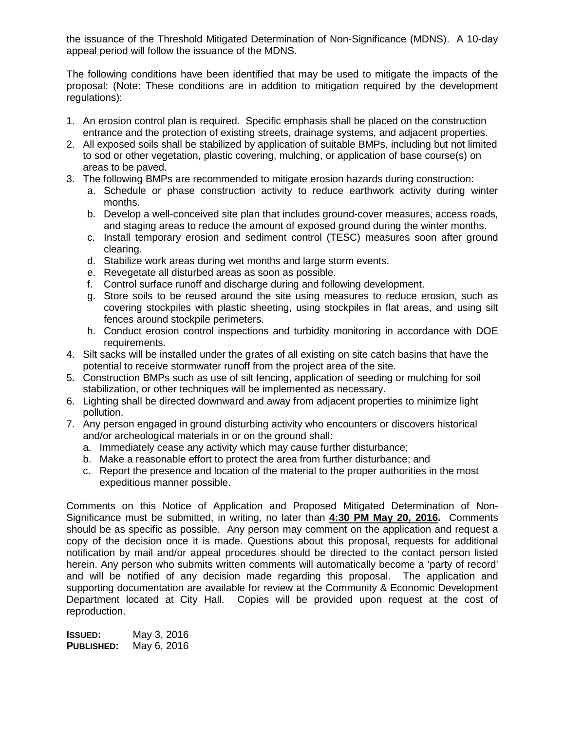the issuance of the Threshold Mitigated Determination of Non-Significance (MDNS). A 10-day appeal period will follow the issuance of the MDNS.

The following conditions have been identified that may be used to mitigate the impacts of the proposal: (Note: These conditions are in addition to mitigation required by the development regulations):

1. An erosion control plan is required. Specific emphasis shall be placed on the construction entrance and the protection of existing streets, drainage systems, and adjacent properties.
2. All exposed soils shall be stabilized by application of suitable BMPs, including but not limited to sod or other vegetation, plastic covering, mulching, or application of base course(s) on areas to be paved.
3. The following BMPs are recommended to mitigate erosion hazards during construction:
   a. Schedule or phase construction activity to reduce earthwork activity during winter months.
   b. Develop a well-conceived site plan that includes ground-cover measures, access roads, and staging areas to reduce the amount of exposed ground during the winter months.
   c. Install temporary erosion and sediment control (TESC) measures soon after ground clearing.
   d. Stabilize work areas during wet months and large storm events.
   e. Revegetate all disturbed areas as soon as possible.
   f. Control surface runoff and discharge during and following development.
   g. Store soils to be reused around the site using measures to reduce erosion, such as covering stockpiles with plastic sheeting, using stockpiles in flat areas, and using silt fences around stockpile perimeters.
   h. Conduct erosion control inspections and turbidity monitoring in accordance with DOE requirements.
4. Silt sacks will be installed under the grates of all existing on site catch basins that have the potential to receive stormwater runoff from the project area of the site.
5. Construction BMPs such as use of silt fencing, application of seeding or mulching for soil stabilization, or other techniques will be implemented as necessary.
6. Lighting shall be directed downward and away from adjacent properties to minimize light pollution.
7. Any person engaged in ground disturbing activity who encounters or discovers historical and/or archeological materials in or on the ground shall:
   a. Immediately cease any activity which may cause further disturbance;
   b. Make a reasonable effort to protect the area from further disturbance; and
   c. Report the presence and location of the material to the proper authorities in the most expeditious manner possible.

Comments on this Notice of Application and Proposed Mitigated Determination of Non-Significance must be submitted, in writing, no later than **4:30 PM May 20, 2016.** Comments should be as specific as possible. Any person may comment on the application and request a copy of the decision once it is made. Questions about this proposal, requests for additional notification by mail and/or appeal procedures should be directed to the contact person listed herein. Any person who submits written comments will automatically become a 'party of record' and will be notified of any decision made regarding this proposal. The application and supporting documentation are available for review at the Community & Economic Development Department located at City Hall. Copies will be provided upon request at the cost of reproduction.

**ISSUED:** May 3, 2016
**PUBLISHED:** May 6, 2016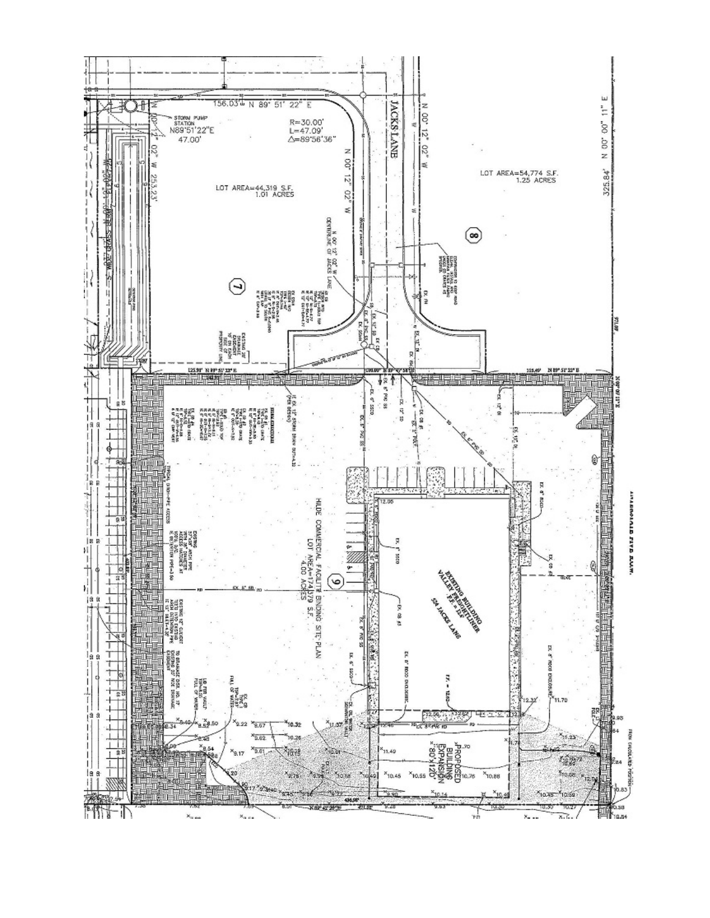156.03' N 89° 51' 22" E

STORM PUMP STATION

N89°51'22"E
47.00'

N 00° 12' 02" W 253.23'

R=30.00'
L=47.09'
Δ=89°56'36"

JACKS LANE

N 00° 12' 02" W

N 00° 12' 02" W

LOT AREA=44,319 S.F.
1.01 ACRES

7

N 00° 12' 02" W
CENTERLINE OF JACKS LANE

LOT AREA=54,774 S.F.
1.25 ACRES

8

325.84' N 00° 00' 11" E

125.90' N 89° 51' 22" E

130.00' N 89° 47' 58" E

325.49' N 89° 51' 22" E

HILDE COMMERCIAL FACILITY BINDING SITE PLAN
LOT AREA=174,179 S.F.
4.00 ACRES

9

EXISTING BUILDING
VALLEY FREIGHTLINER
FF = 12.4
524 JACKS LANE

12.06

F.F. = 12.62

PROPOSED
BUILDING
EXPANSION
80'x120'

11.70

12.32

11.37

11.49

10.45

10.55

10.76

10.88

10.14

10.46

10.32

10.26

10.25

9.22

9.67

9.62

9.61

9.17

8.40

8.50

8.34

8.48

8.54

8.88

9.20

9.75

9.59

10.18

10.49

10.01

9.90

10.30

10.27

10.45

10.59

10.56

10.62

11.23

10.83

10.58

10.84

12.04

436.00'

TYPICAL DRIDD-PIPE ACCESS

SAWYER ROAD FIELD

FROM CALCULATED POSITION